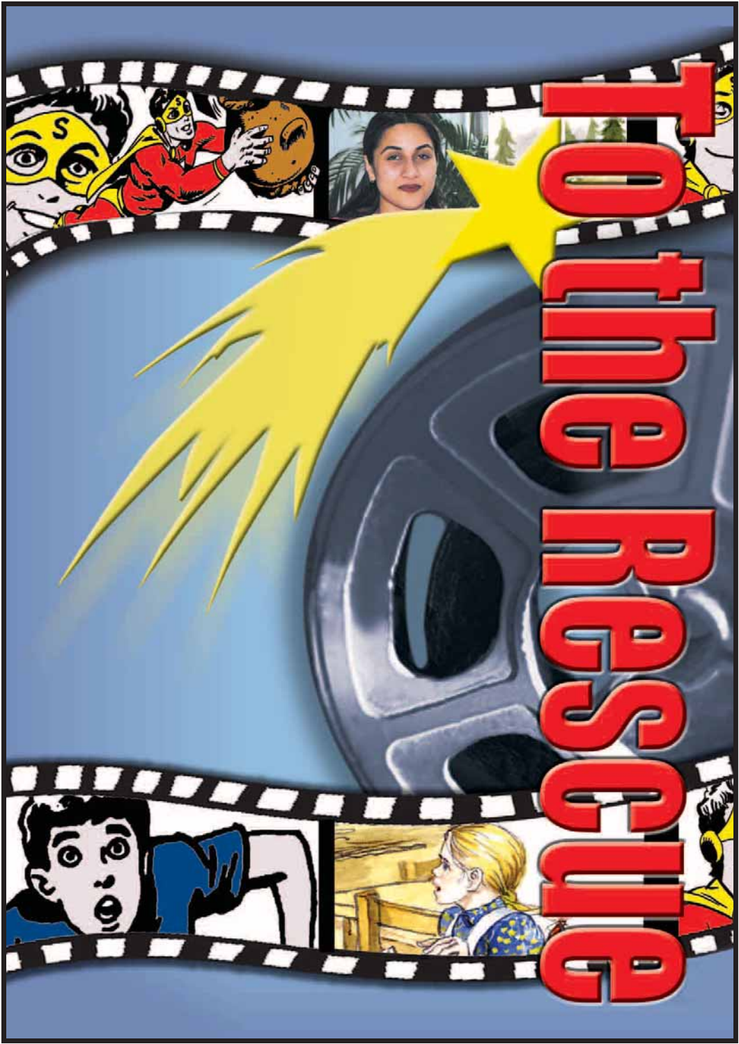# To the Rescue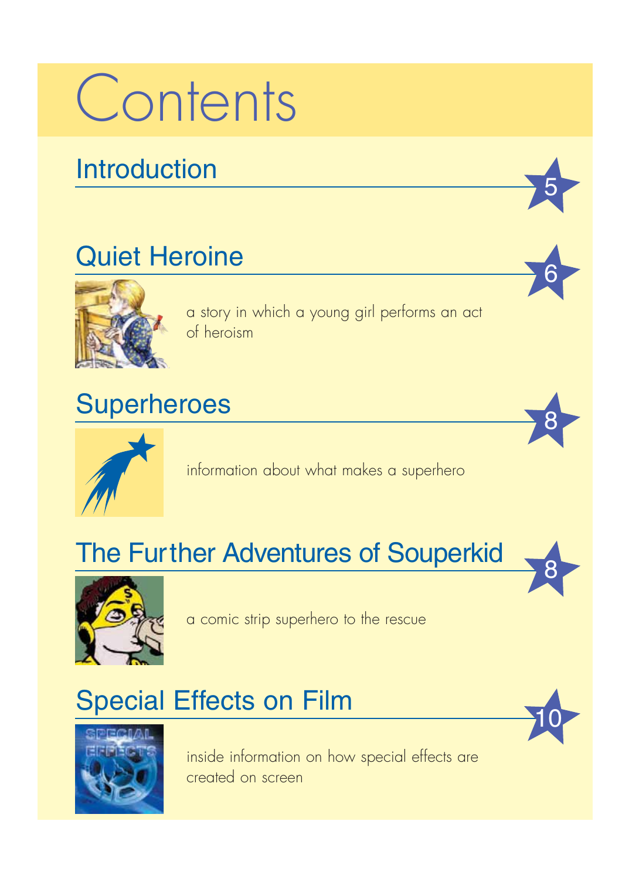# Contents

## Introduction 5

## Quiet Heroine 6

a story in which a young girl performs an act of heroism

## Superheroes 8

information about what makes a superhero

## The Further Adventures of Souperkid 8

a comic strip superhero to the rescue

## Special Effects on Film 10

inside information on how special effects are created on screen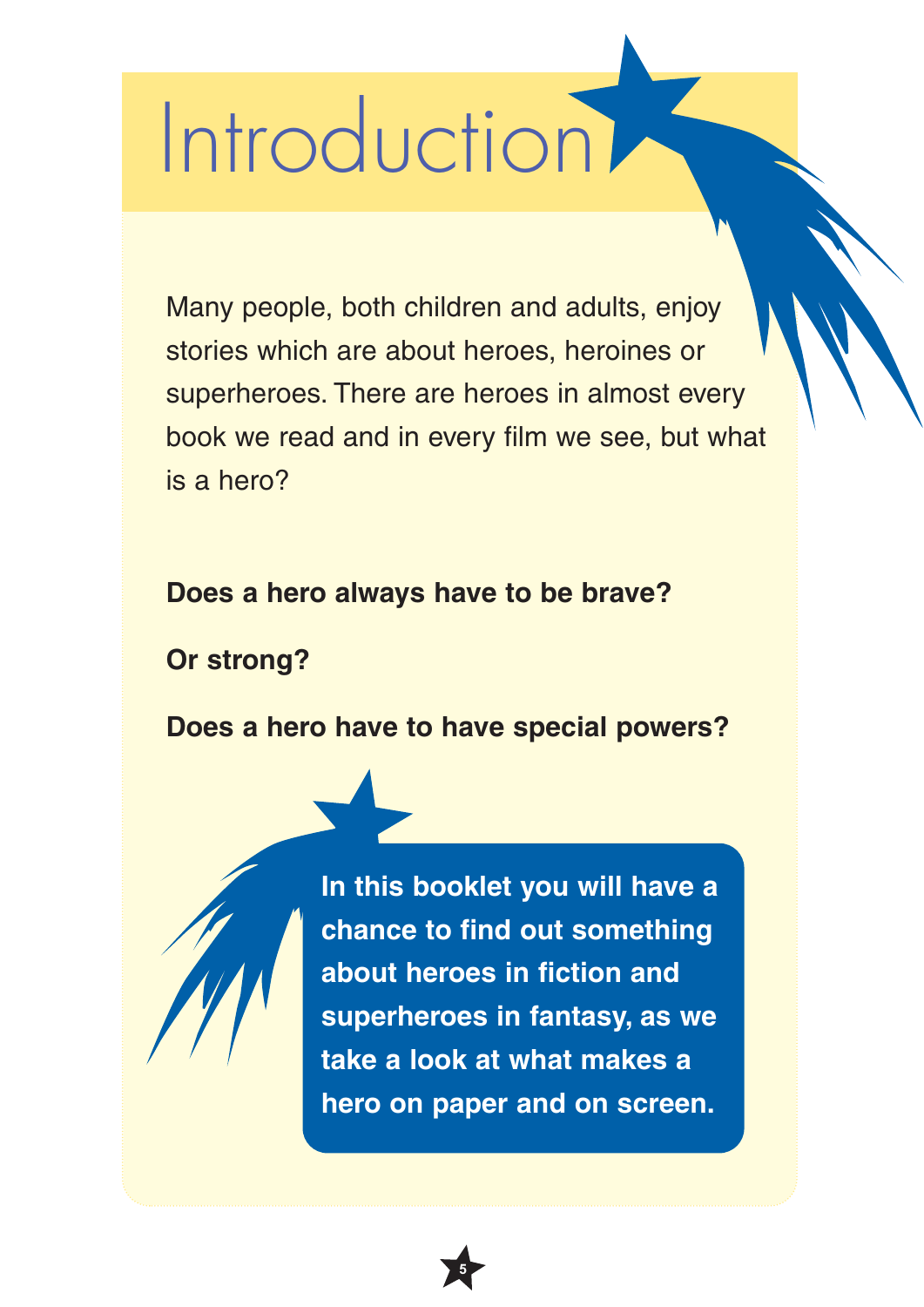# Introduction

Many people, both children and adults, enjoy stories which are about heroes, heroines or superheroes. There are heroes in almost every book we read and in every film we see, but what is a hero?

**Does a hero always have to be brave?**

**Or strong?**

**Does a hero have to have special powers?**

**In this booklet you will have a chance to find out something about heroes in fiction and superheroes in fantasy, as we take a look at what makes a hero on paper and on screen.**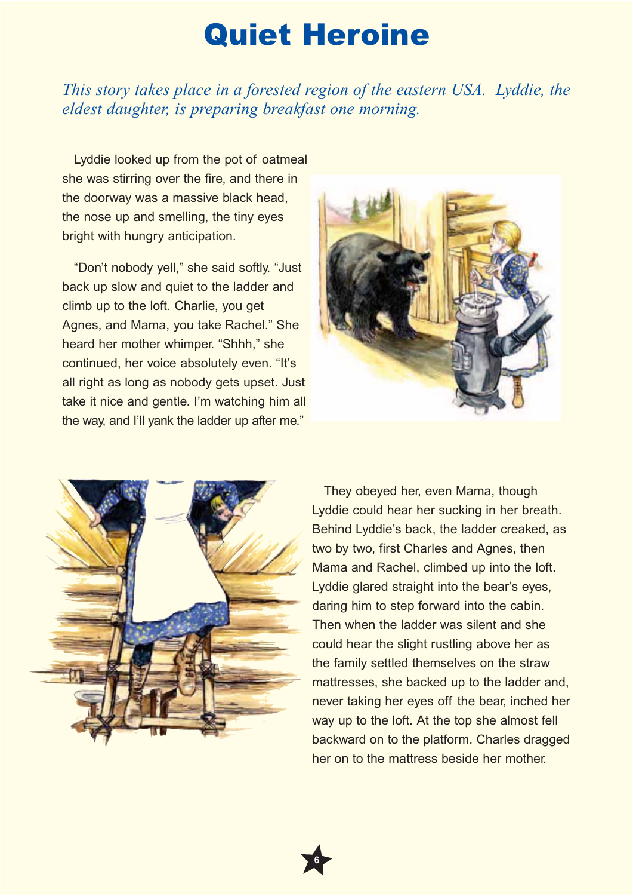# Quiet Heroine

*This story takes place in a forested region of the eastern USA. Lyddie, the eldest daughter, is preparing breakfast one morning.*

Lyddie looked up from the pot of oatmeal she was stirring over the fire, and there in the doorway was a massive black head, the nose up and smelling, the tiny eyes bright with hungry anticipation.

"Don't nobody yell," she said softly. "Just back up slow and quiet to the ladder and climb up to the loft. Charlie, you get Agnes, and Mama, you take Rachel." She heard her mother whimper. "Shhh," she continued, her voice absolutely even. "It's all right as long as nobody gets upset. Just take it nice and gentle. I'm watching him all the way, and I'll yank the ladder up after me."

They obeyed her, even Mama, though Lyddie could hear her sucking in her breath. Behind Lyddie's back, the ladder creaked, as two by two, first Charles and Agnes, then Mama and Rachel, climbed up into the loft. Lyddie glared straight into the bear's eyes, daring him to step forward into the cabin. Then when the ladder was silent and she could hear the slight rustling above her as the family settled themselves on the straw mattresses, she backed up to the ladder and, never taking her eyes off the bear, inched her way up to the loft. At the top she almost fell backward on to the platform. Charles dragged her on to the mattress beside her mother.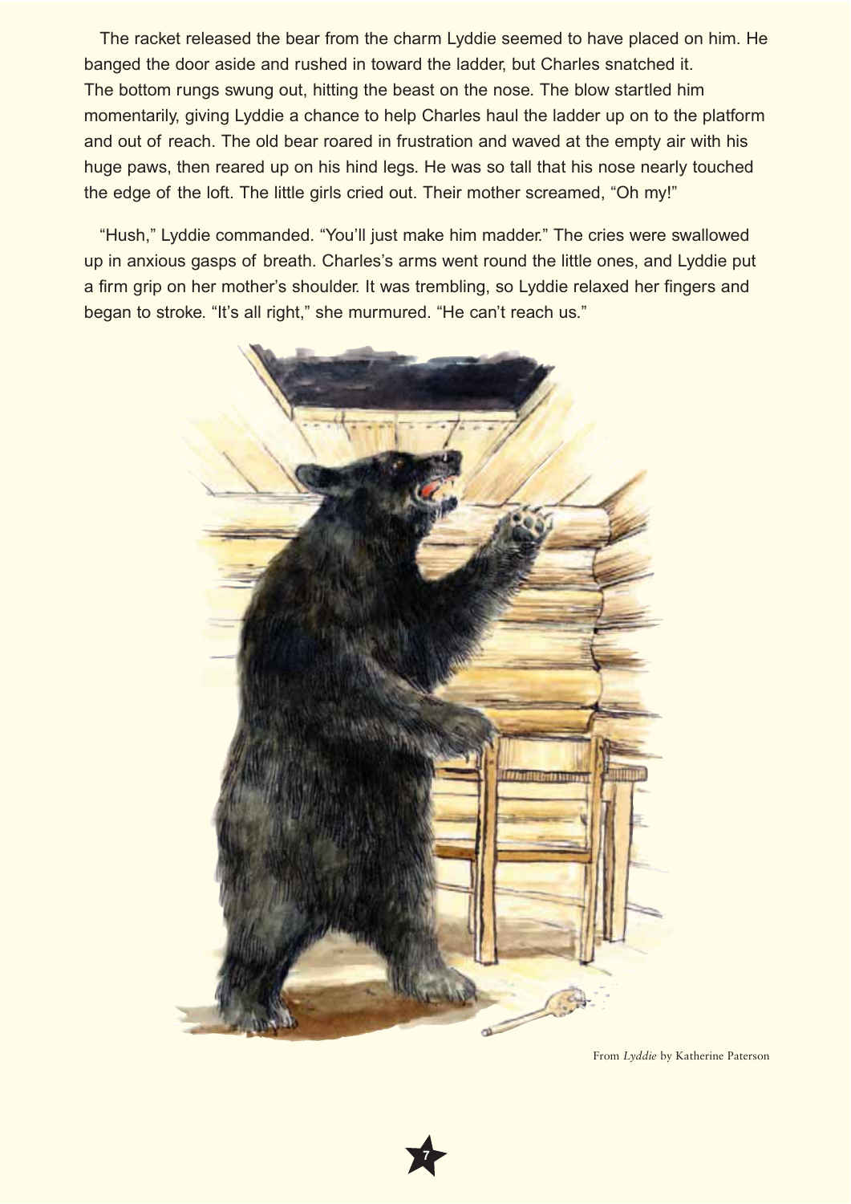The racket released the bear from the charm Lyddie seemed to have placed on him. He banged the door aside and rushed in toward the ladder, but Charles snatched it. The bottom rungs swung out, hitting the beast on the nose. The blow startled him momentarily, giving Lyddie a chance to help Charles haul the ladder up on to the platform and out of reach. The old bear roared in frustration and waved at the empty air with his huge paws, then reared up on his hind legs. He was so tall that his nose nearly touched the edge of the loft. The little girls cried out. Their mother screamed, "Oh my!"

"Hush," Lyddie commanded. "You'll just make him madder." The cries were swallowed up in anxious gasps of breath. Charles's arms went round the little ones, and Lyddie put a firm grip on her mother's shoulder. It was trembling, so Lyddie relaxed her fingers and began to stroke. "It's all right," she murmured. "He can't reach us."

From *Lyddie* by Katherine Paterson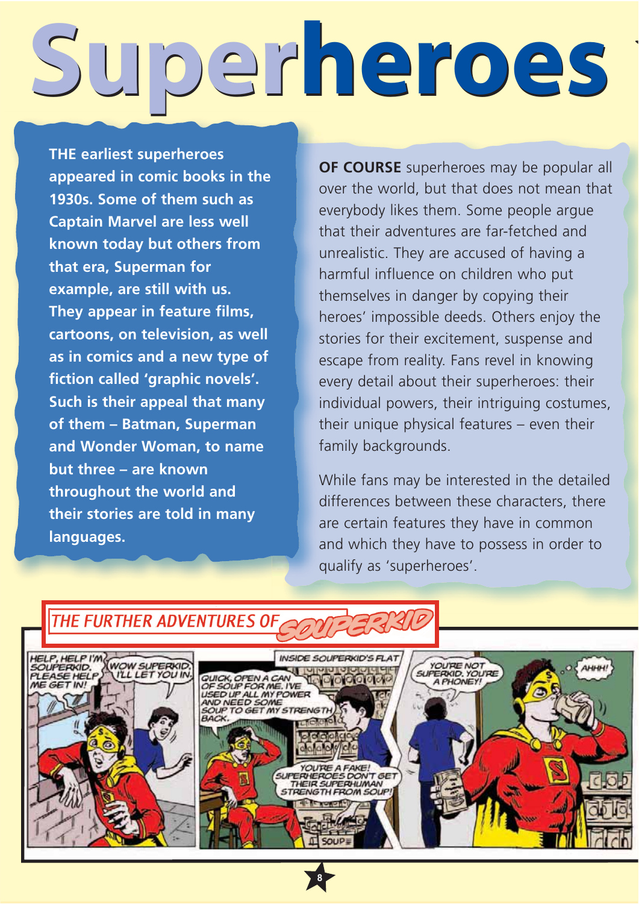# Superheroes

**THE earliest superheroes appeared in comic books in the 1930s. Some of them such as Captain Marvel are less well known today but others from that era, Superman for example, are still with us. They appear in feature films, cartoons, on television, as well as in comics and a new type of fiction called 'graphic novels'. Such is their appeal that many of them – Batman, Superman and Wonder Woman, to name but three – are known throughout the world and their stories are told in many languages.**

**OF COURSE** superheroes may be popular all over the world, but that does not mean that everybody likes them. Some people argue that their adventures are far-fetched and unrealistic. They are accused of having a harmful influence on children who put themselves in danger by copying their heroes' impossible deeds. Others enjoy the stories for their excitement, suspense and escape from reality. Fans revel in knowing every detail about their superheroes: their individual powers, their intriguing costumes, their unique physical features – even their family backgrounds.

While fans may be interested in the detailed differences between these characters, there are certain features they have in common and which they have to possess in order to qualify as 'superheroes'.

## THE FURTHER ADVENTURES OF SOUPERKID

HELP, HELP I'M SOUPERKID, PLEASE HELP ME GET IN!

WOW SUPERKID, I'LL LET YOU IN.

INSIDE SOUPERKID'S FLAT

QUICK, OPEN A CAN OF SOUP FOR ME. I'VE USED UP ALL MY POWER AND NEED SOME SOUP TO GET MY STRENGTH BACK.

YOU'RE A FAKE! SUPERHEROES DON'T GET THEIR SUPERHUMAN STRENGTH FROM SOUP!

YOU'RE NOT SUPERKID, YOU'RE A PHONEY!

AHHH!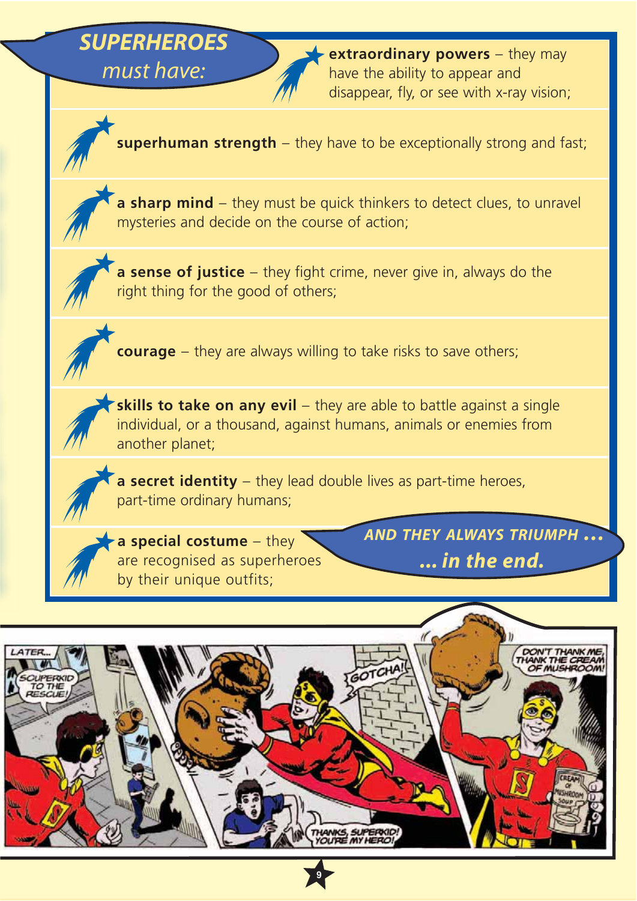## SUPERHEROES *must have:*

- **extraordinary powers** – they may have the ability to appear and disappear, fly, or see with x-ray vision;
- **superhuman strength** – they have to be exceptionally strong and fast;
- **a sharp mind** – they must be quick thinkers to detect clues, to unravel mysteries and decide on the course of action;
- **a sense of justice** – they fight crime, never give in, always do the right thing for the good of others;
- **courage** – they are always willing to take risks to save others;
- **skills to take on any evil** – they are able to battle against a single individual, or a thousand, against humans, animals or enemies from another planet;
- **a secret identity** – they lead double lives as part-time heroes, part-time ordinary humans;
- **a special costume** – they are recognised as superheroes by their unique outfits;

***AND THEY ALWAYS TRIUMPH … … in the end.***

LATER…

SOUPERKID TO THE RESCUE!

GOTCHA!

THANKS, SUPERKID! YOU'RE MY HERO!

DON'T THANK ME, THANK THE CREAM OF MUSHROOM!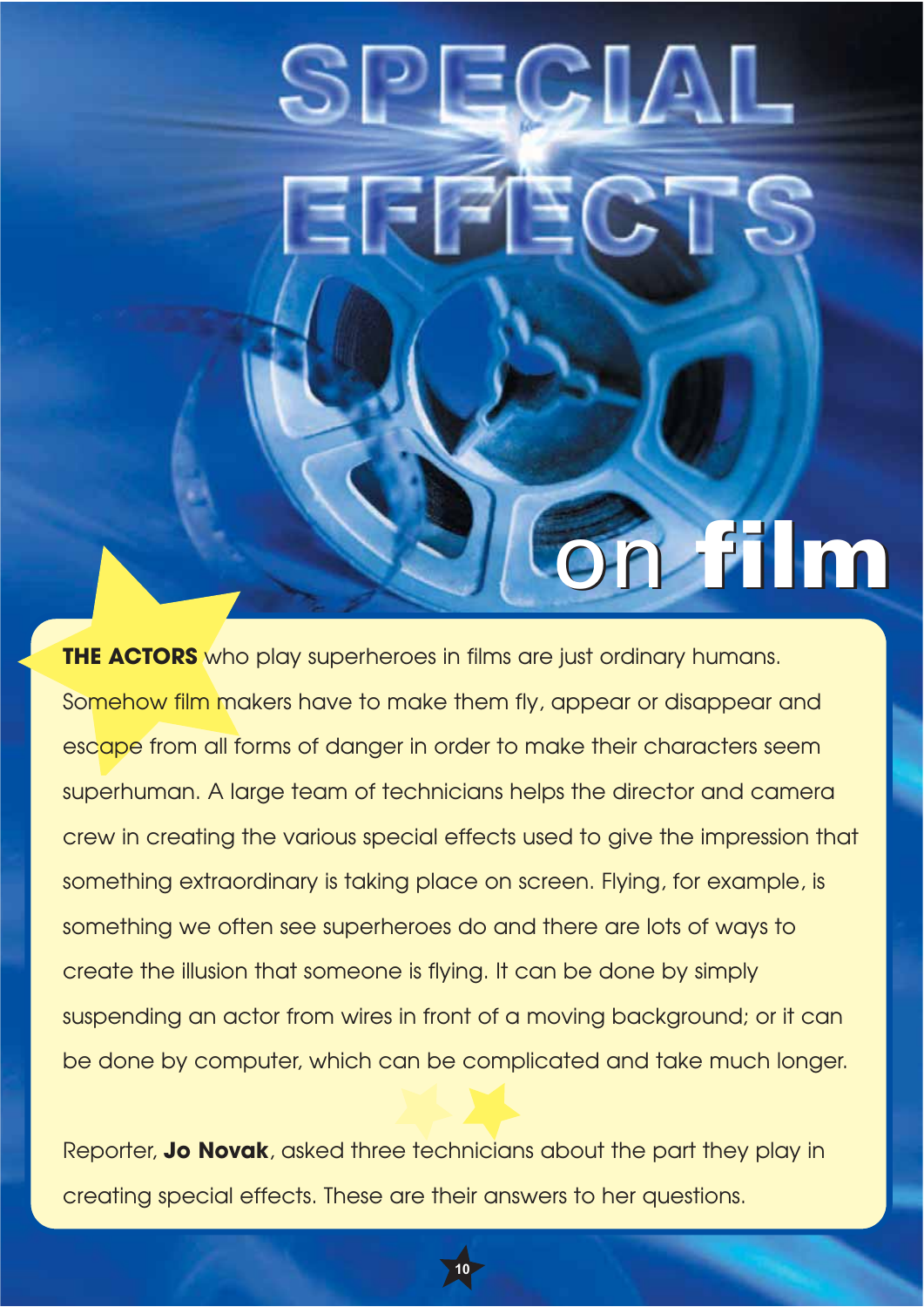# SPECIAL EFFECTS on film

**THE ACTORS** who play superheroes in films are just ordinary humans. Somehow film makers have to make them fly, appear or disappear and escape from all forms of danger in order to make their characters seem superhuman. A large team of technicians helps the director and camera crew in creating the various special effects used to give the impression that something extraordinary is taking place on screen. Flying, for example, is something we often see superheroes do and there are lots of ways to create the illusion that someone is flying. It can be done by simply suspending an actor from wires in front of a moving background; or it can be done by computer, which can be complicated and take much longer.

Reporter, **Jo Novak**, asked three technicians about the part they play in creating special effects. These are their answers to her questions.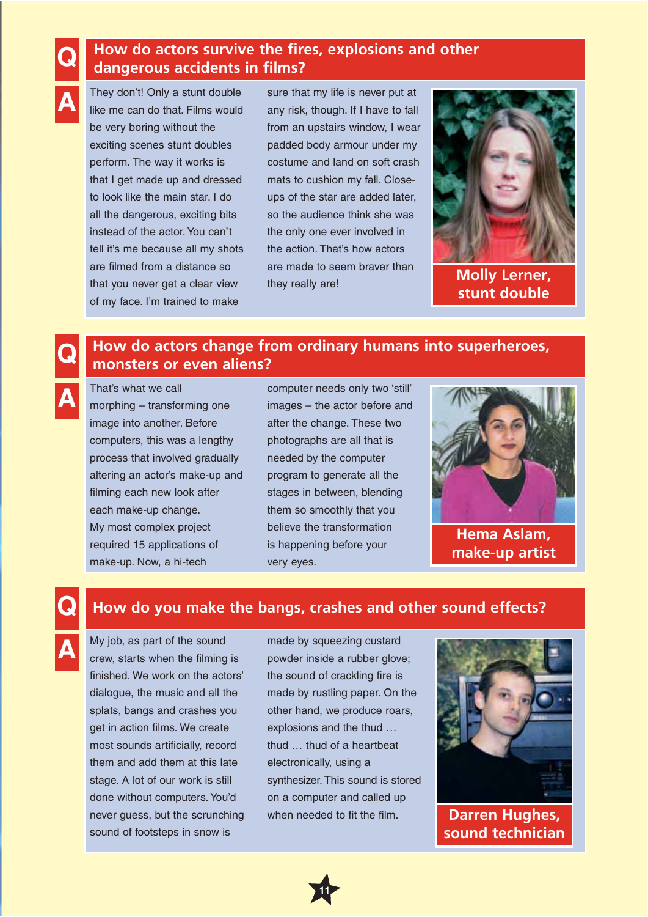## Q: How do actors survive the fires, explosions and other dangerous accidents in films?

**A:** They don't! Only a stunt double like me can do that. Films would be very boring without the exciting scenes stunt doubles perform. The way it works is that I get made up and dressed to look like the main star. I do all the dangerous, exciting bits instead of the actor. You can't tell it's me because all my shots are filmed from a distance so that you never get a clear view of my face. I'm trained to make sure that my life is never put at any risk, though. If I have to fall from an upstairs window, I wear padded body armour under my costume and land on soft crash mats to cushion my fall. Close-ups of the star are added later, so the audience think she was the only one ever involved in the action. That's how actors are made to seem braver than they really are!

**Molly Lerner, stunt double**

## Q: How do actors change from ordinary humans into superheroes, monsters or even aliens?

**A:** That's what we call morphing – transforming one image into another. Before computers, this was a lengthy process that involved gradually altering an actor's make-up and filming each new look after each make-up change. My most complex project required 15 applications of make-up. Now, a hi-tech computer needs only two 'still' images – the actor before and after the change. These two photographs are all that is needed by the computer program to generate all the stages in between, blending them so smoothly that you believe the transformation is happening before your very eyes.

**Hema Aslam, make-up artist**

## Q: How do you make the bangs, crashes and other sound effects?

**A:** My job, as part of the sound crew, starts when the filming is finished. We work on the actors' dialogue, the music and all the splats, bangs and crashes you get in action films. We create most sounds artificially, record them and add them at this late stage. A lot of our work is still done without computers. You'd never guess, but the scrunching sound of footsteps in snow is made by squeezing custard powder inside a rubber glove; the sound of crackling fire is made by rustling paper. On the other hand, we produce roars, explosions and the thud … thud … thud of a heartbeat electronically, using a synthesizer. This sound is stored on a computer and called up when needed to fit the film.

**Darren Hughes, sound technician**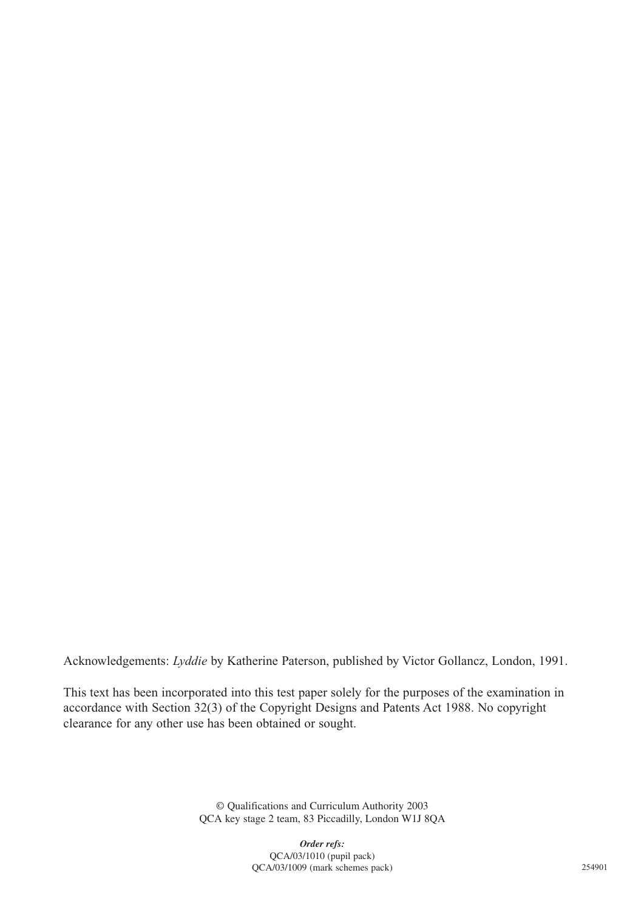Acknowledgements: *Lyddie* by Katherine Paterson, published by Victor Gollancz, London, 1991.

This text has been incorporated into this test paper solely for the purposes of the examination in accordance with Section 32(3) of the Copyright Designs and Patents Act 1988. No copyright clearance for any other use has been obtained or sought.

© Qualifications and Curriculum Authority 2003
QCA key stage 2 team, 83 Piccadilly, London W1J 8QA

***Order refs:***
QCA/03/1010 (pupil pack)
QCA/03/1009 (mark schemes pack)

254901